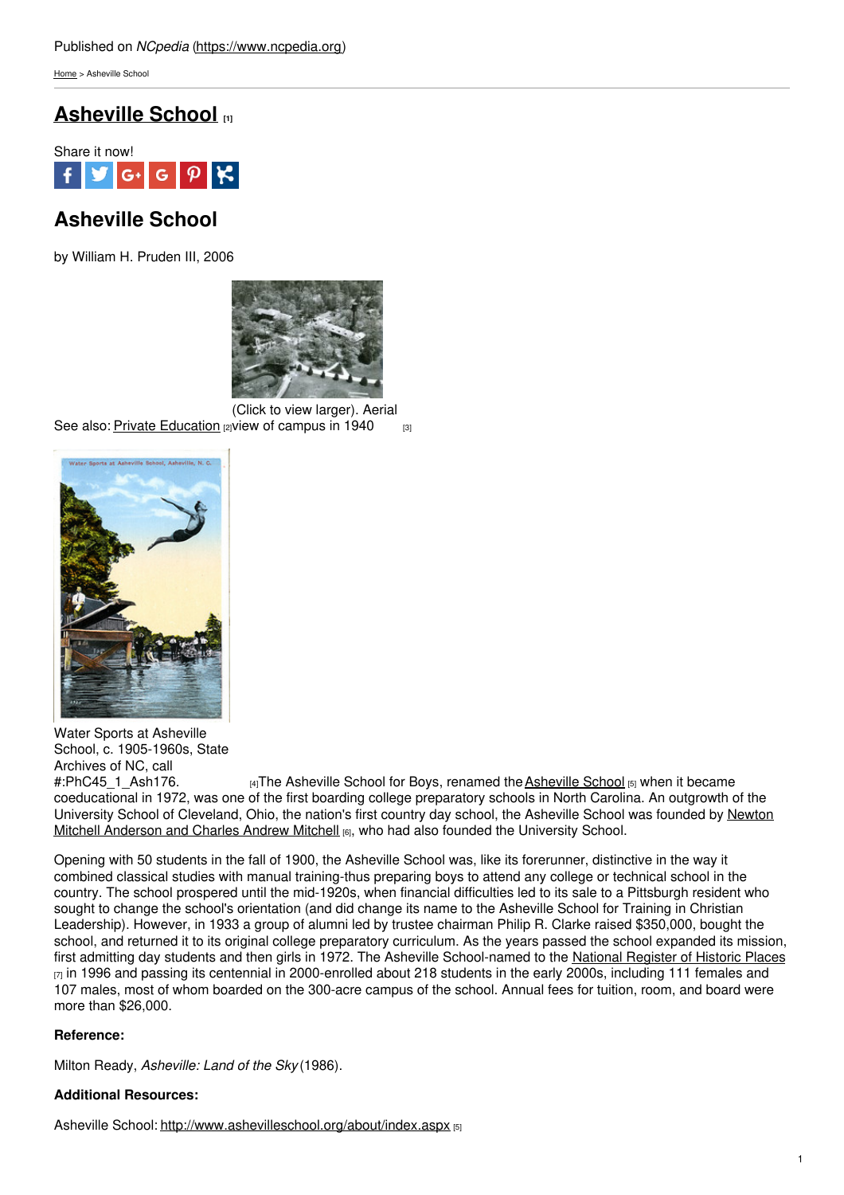Published on *NCpedia* (https://www.ncpedia.org)

Home > Asheville School

# Asheville School [1]

Share it now!

## Asheville School

by William H. Pruden III, 2006

(Click to view larger). Aerial view of campus in 1940 [3]

See also: Private Education [2]

Water Sports at Asheville School, c. 1905-1960s, State Archives of NC, call #:PhC45_1_Ash176. [4]

The Asheville School for Boys, renamed the Asheville School [5] when it became coeducational in 1972, was one of the first boarding college preparatory schools in North Carolina. An outgrowth of the University School of Cleveland, Ohio, the nation's first country day school, the Asheville School was founded by Newton Mitchell Anderson and Charles Andrew Mitchell [6], who had also founded the University School.

Opening with 50 students in the fall of 1900, the Asheville School was, like its forerunner, distinctive in the way it combined classical studies with manual training-thus preparing boys to attend any college or technical school in the country. The school prospered until the mid-1920s, when financial difficulties led to its sale to a Pittsburgh resident who sought to change the school's orientation (and did change its name to the Asheville School for Training in Christian Leadership). However, in 1933 a group of alumni led by trustee chairman Philip R. Clarke raised $350,000, bought the school, and returned it to its original college preparatory curriculum. As the years passed the school expanded its mission, first admitting day students and then girls in 1972. The Asheville School-named to the National Register of Historic Places [7] in 1996 and passing its centennial in 2000-enrolled about 218 students in the early 2000s, including 111 females and 107 males, most of whom boarded on the 300-acre campus of the school. Annual fees for tuition, room, and board were more than $26,000.

**Reference:**

Milton Ready, *Asheville: Land of the Sky* (1986).

**Additional Resources:**

Asheville School: http://www.ashevilleschool.org/about/index.aspx [5]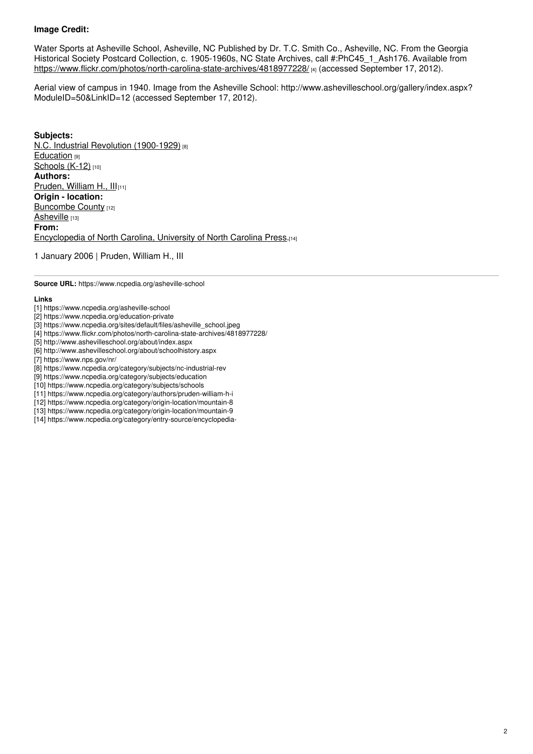**Image Credit:**

Water Sports at Asheville School, Asheville, NC Published by Dr. T.C. Smith Co., Asheville, NC. From the Georgia Historical Society Postcard Collection, c. 1905-1960s, NC State Archives, call #:PhC45_1_Ash176. Available from https://www.flickr.com/photos/north-carolina-state-archives/4818977228/ [4] (accessed September 17, 2012).

Aerial view of campus in 1940. Image from the Asheville School: http://www.ashevilleschool.org/gallery/index.aspx?ModuleID=50&LinkID=12 (accessed September 17, 2012).

**Subjects:**
N.C. Industrial Revolution (1900-1929) [8]
Education [9]
Schools (K-12) [10]
**Authors:**
Pruden, William H., III [11]
**Origin - location:**
Buncombe County [12]
Asheville [13]
**From:**
Encyclopedia of North Carolina, University of North Carolina Press. [14]

1 January 2006 | Pruden, William H., III

---

**Source URL:** https://www.ncpedia.org/asheville-school

**Links**

[1] https://www.ncpedia.org/asheville-school
[2] https://www.ncpedia.org/education-private
[3] https://www.ncpedia.org/sites/default/files/asheville_school.jpeg
[4] https://www.flickr.com/photos/north-carolina-state-archives/4818977228/
[5] http://www.ashevilleschool.org/about/index.aspx
[6] http://www.ashevilleschool.org/about/schoolhistory.aspx
[7] https://www.nps.gov/nr/
[8] https://www.ncpedia.org/category/subjects/nc-industrial-rev
[9] https://www.ncpedia.org/category/subjects/education
[10] https://www.ncpedia.org/category/subjects/schools
[11] https://www.ncpedia.org/category/authors/pruden-william-h-i
[12] https://www.ncpedia.org/category/origin-location/mountain-8
[13] https://www.ncpedia.org/category/origin-location/mountain-9
[14] https://www.ncpedia.org/category/entry-source/encyclopedia-